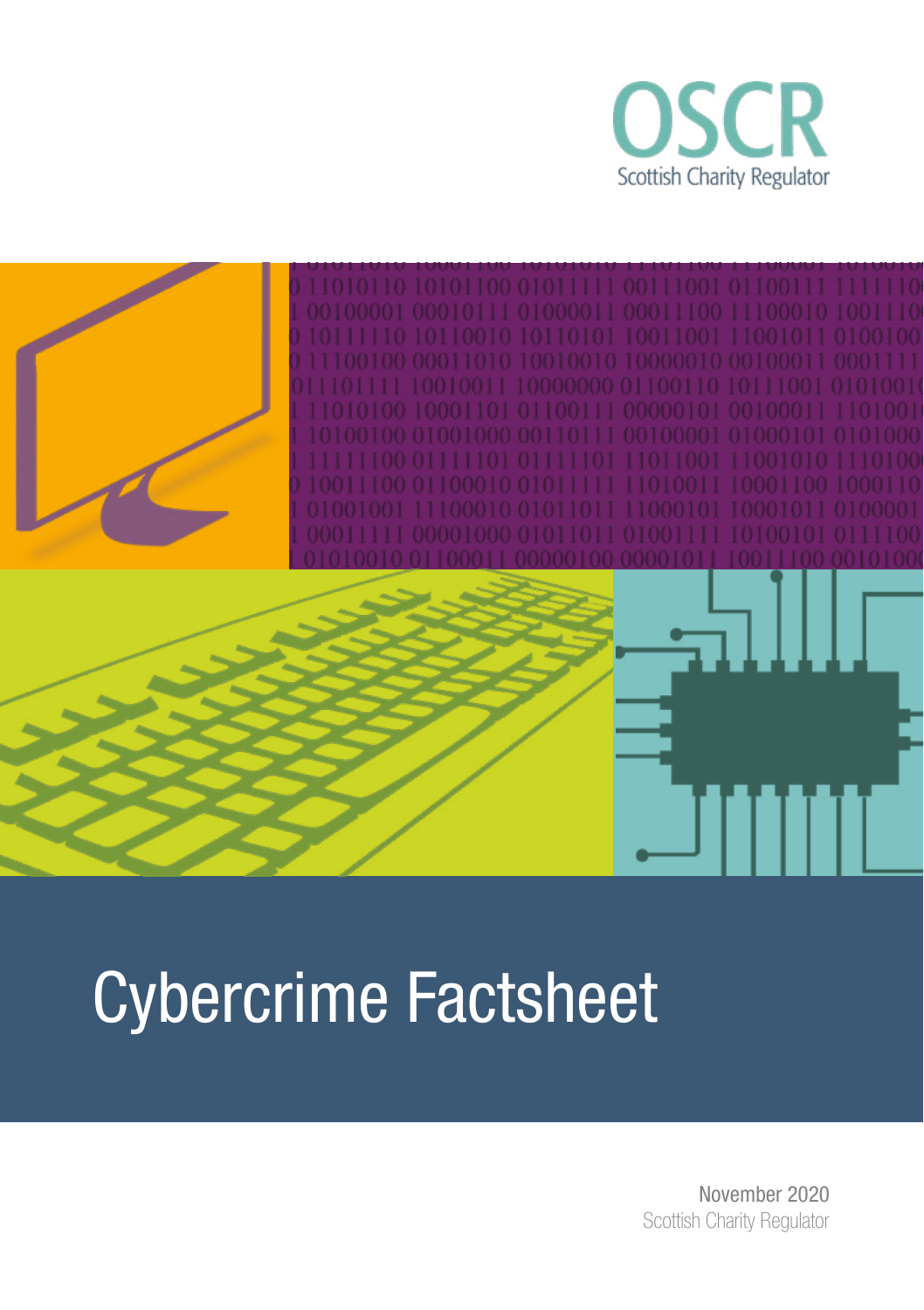OSCR

Scottish Charity Regulator

# Cybercrime Factsheet

November 2020

Scottish Charity Regulator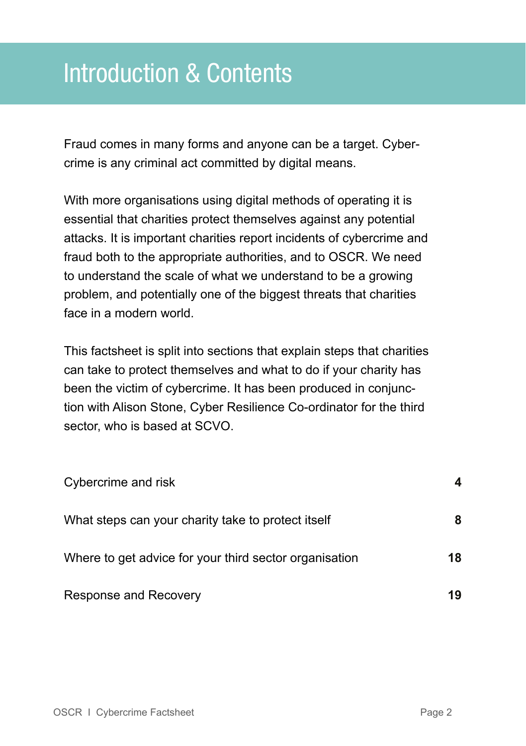# Introduction & Contents

Fraud comes in many forms and anyone can be a target. Cybercrime is any criminal act committed by digital means.

With more organisations using digital methods of operating it is essential that charities protect themselves against any potential attacks. It is important charities report incidents of cybercrime and fraud both to the appropriate authorities, and to OSCR. We need to understand the scale of what we understand to be a growing problem, and potentially one of the biggest threats that charities face in a modern world.

This factsheet is split into sections that explain steps that charities can take to protect themselves and what to do if your charity has been the victim of cybercrime. It has been produced in conjunction with Alison Stone, Cyber Resilience Co-ordinator for the third sector, who is based at SCVO.

| | |
|---|---|
| Cybercrime and risk | **4** |
| What steps can your charity take to protect itself | **8** |
| Where to get advice for your third sector organisation | **18** |
| Response and Recovery | **19** |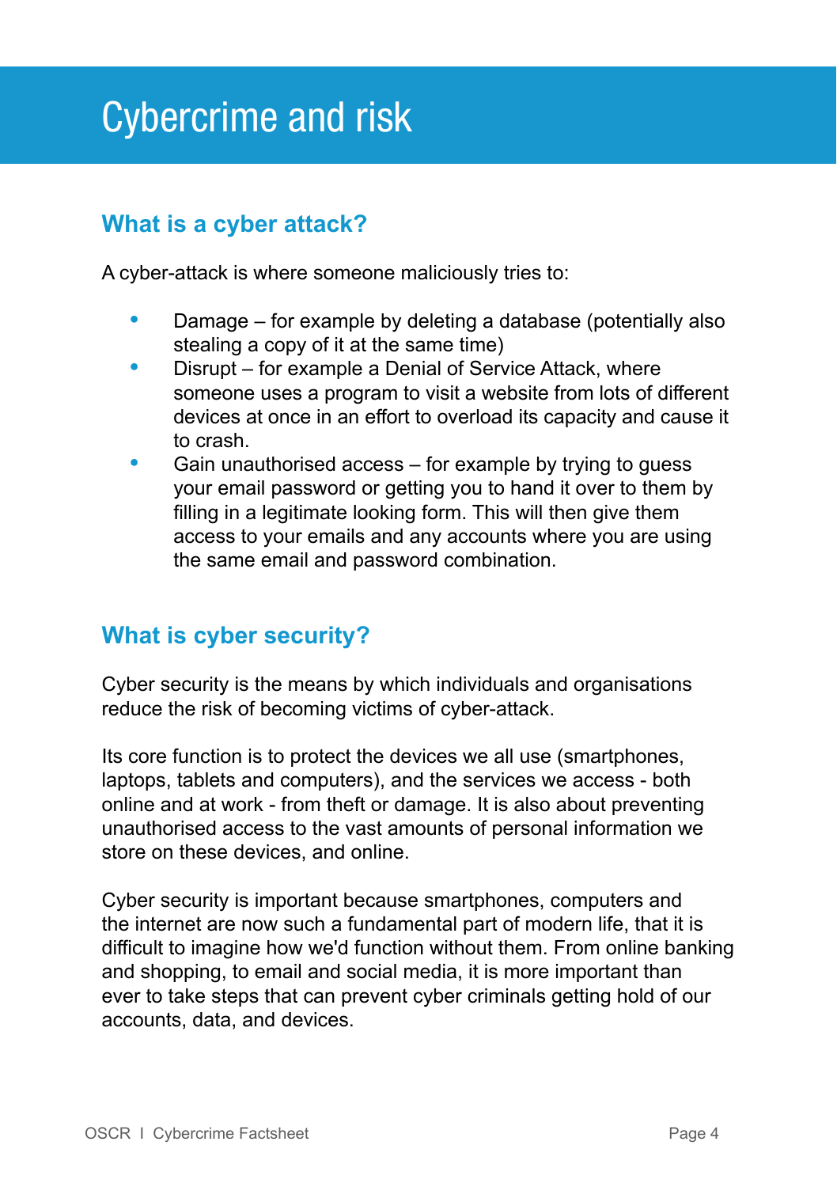# Cybercrime and risk

## What is a cyber attack?

A cyber-attack is where someone maliciously tries to:

- Damage – for example by deleting a database (potentially also stealing a copy of it at the same time)
- Disrupt – for example a Denial of Service Attack, where someone uses a program to visit a website from lots of different devices at once in an effort to overload its capacity and cause it to crash.
- Gain unauthorised access – for example by trying to guess your email password or getting you to hand it over to them by filling in a legitimate looking form. This will then give them access to your emails and any accounts where you are using the same email and password combination.

## What is cyber security?

Cyber security is the means by which individuals and organisations reduce the risk of becoming victims of cyber-attack.

Its core function is to protect the devices we all use (smartphones, laptops, tablets and computers), and the services we access - both online and at work - from theft or damage. It is also about preventing unauthorised access to the vast amounts of personal information we store on these devices, and online.

Cyber security is important because smartphones, computers and the internet are now such a fundamental part of modern life, that it is difficult to imagine how we'd function without them. From online banking and shopping, to email and social media, it is more important than ever to take steps that can prevent cyber criminals getting hold of our accounts, data, and devices.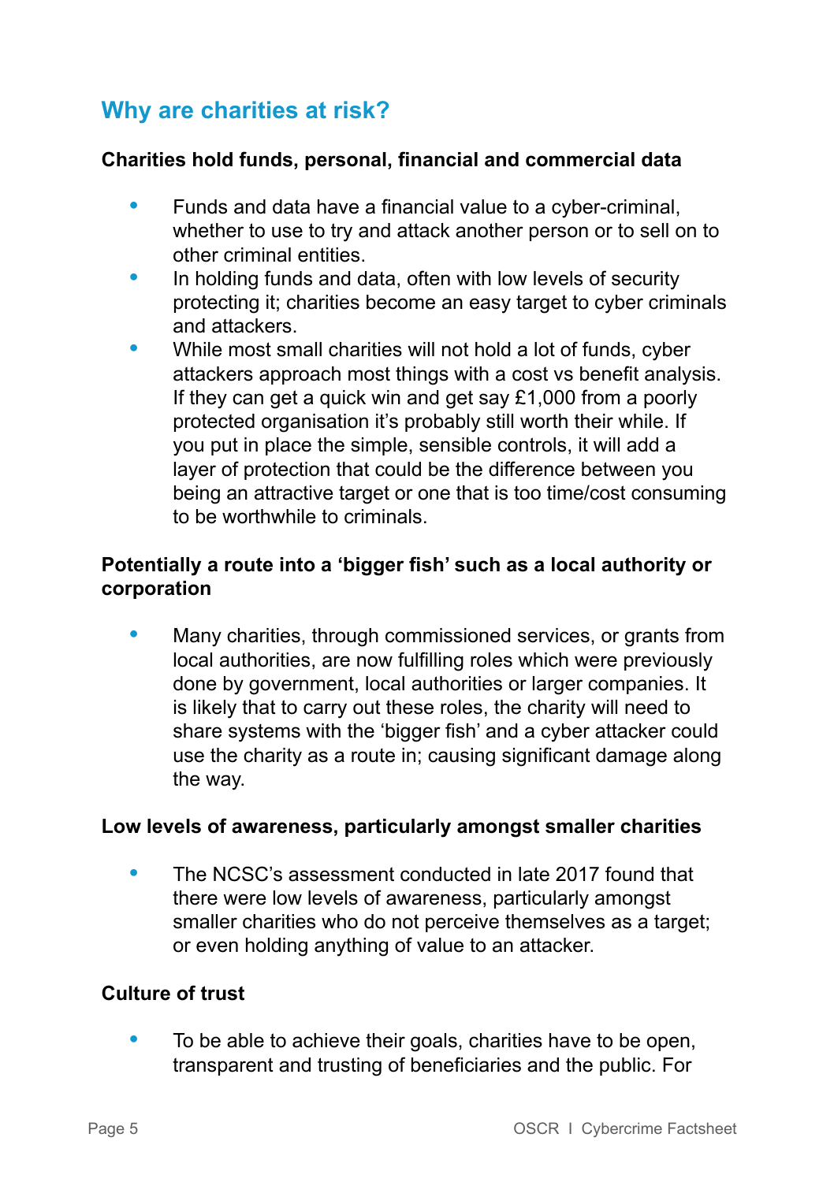## Why are charities at risk?

**Charities hold funds, personal, financial and commercial data**

- Funds and data have a financial value to a cyber-criminal, whether to use to try and attack another person or to sell on to other criminal entities.
- In holding funds and data, often with low levels of security protecting it; charities become an easy target to cyber criminals and attackers.
- While most small charities will not hold a lot of funds, cyber attackers approach most things with a cost vs benefit analysis. If they can get a quick win and get say £1,000 from a poorly protected organisation it's probably still worth their while. If you put in place the simple, sensible controls, it will add a layer of protection that could be the difference between you being an attractive target or one that is too time/cost consuming to be worthwhile to criminals.

**Potentially a route into a 'bigger fish' such as a local authority or corporation**

- Many charities, through commissioned services, or grants from local authorities, are now fulfilling roles which were previously done by government, local authorities or larger companies. It is likely that to carry out these roles, the charity will need to share systems with the 'bigger fish' and a cyber attacker could use the charity as a route in; causing significant damage along the way.

**Low levels of awareness, particularly amongst smaller charities**

- The NCSC's assessment conducted in late 2017 found that there were low levels of awareness, particularly amongst smaller charities who do not perceive themselves as a target; or even holding anything of value to an attacker.

**Culture of trust**

- To be able to achieve their goals, charities have to be open, transparent and trusting of beneficiaries and the public. For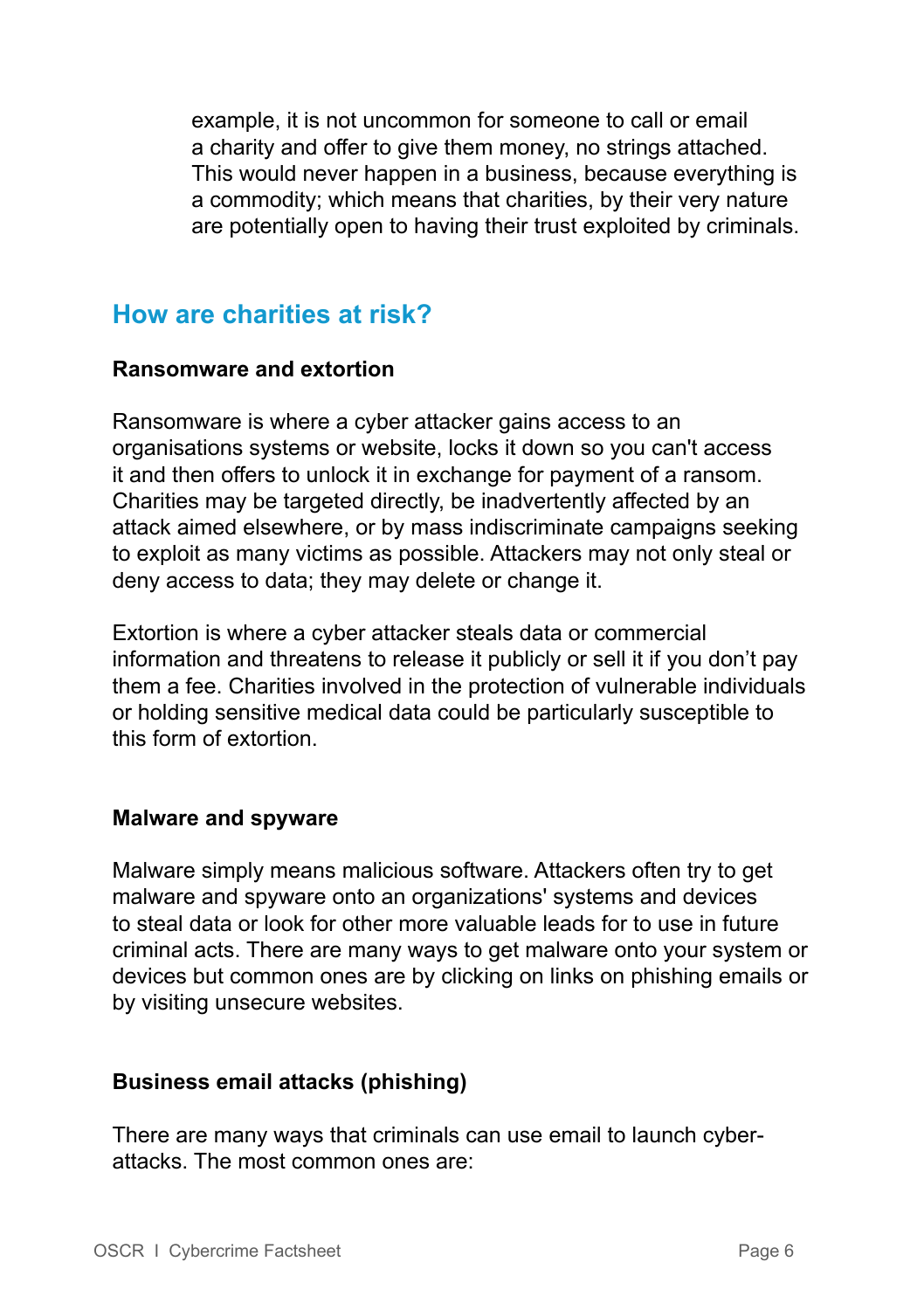example, it is not uncommon for someone to call or email a charity and offer to give them money, no strings attached. This would never happen in a business, because everything is a commodity; which means that charities, by their very nature are potentially open to having their trust exploited by criminals.

## How are charities at risk?

### Ransomware and extortion

Ransomware is where a cyber attacker gains access to an organisations systems or website, locks it down so you can't access it and then offers to unlock it in exchange for payment of a ransom. Charities may be targeted directly, be inadvertently affected by an attack aimed elsewhere, or by mass indiscriminate campaigns seeking to exploit as many victims as possible. Attackers may not only steal or deny access to data; they may delete or change it.

Extortion is where a cyber attacker steals data or commercial information and threatens to release it publicly or sell it if you don't pay them a fee. Charities involved in the protection of vulnerable individuals or holding sensitive medical data could be particularly susceptible to this form of extortion.

### Malware and spyware

Malware simply means malicious software. Attackers often try to get malware and spyware onto an organizations' systems and devices to steal data or look for other more valuable leads for to use in future criminal acts. There are many ways to get malware onto your system or devices but common ones are by clicking on links on phishing emails or by visiting unsecure websites.

### Business email attacks (phishing)

There are many ways that criminals can use email to launch cyber-attacks. The most common ones are: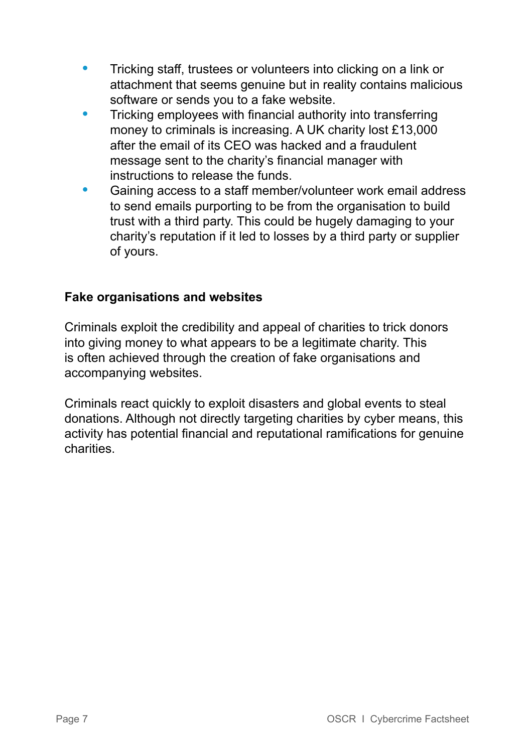- Tricking staff, trustees or volunteers into clicking on a link or attachment that seems genuine but in reality contains malicious software or sends you to a fake website.
- Tricking employees with financial authority into transferring money to criminals is increasing. A UK charity lost £13,000 after the email of its CEO was hacked and a fraudulent message sent to the charity's financial manager with instructions to release the funds.
- Gaining access to a staff member/volunteer work email address to send emails purporting to be from the organisation to build trust with a third party. This could be hugely damaging to your charity's reputation if it led to losses by a third party or supplier of yours.

**Fake organisations and websites**

Criminals exploit the credibility and appeal of charities to trick donors into giving money to what appears to be a legitimate charity. This is often achieved through the creation of fake organisations and accompanying websites.

Criminals react quickly to exploit disasters and global events to steal donations. Although not directly targeting charities by cyber means, this activity has potential financial and reputational ramifications for genuine charities.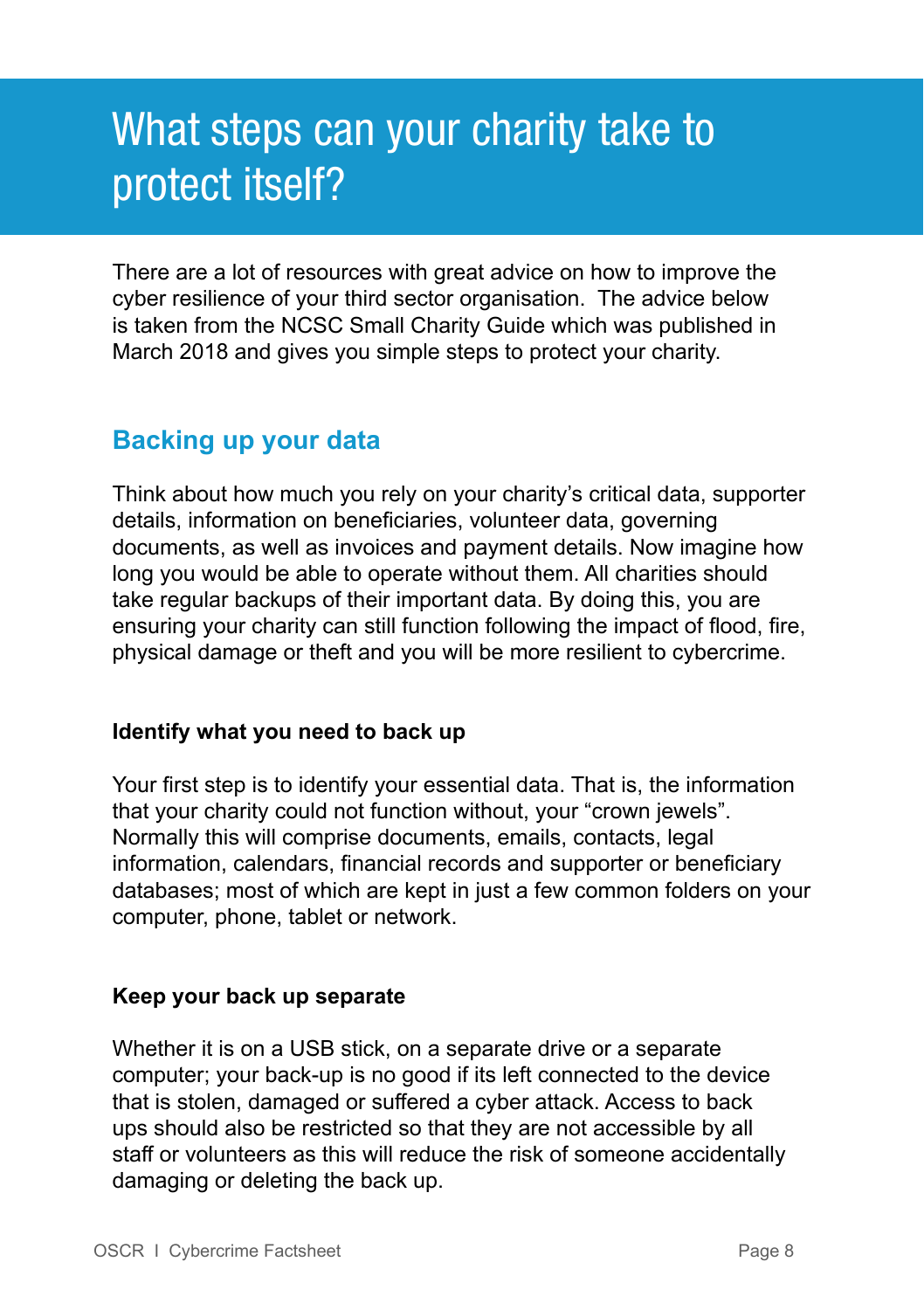# What steps can your charity take to protect itself?

There are a lot of resources with great advice on how to improve the cyber resilience of your third sector organisation. The advice below is taken from the NCSC Small Charity Guide which was published in March 2018 and gives you simple steps to protect your charity.

## Backing up your data

Think about how much you rely on your charity's critical data, supporter details, information on beneficiaries, volunteer data, governing documents, as well as invoices and payment details. Now imagine how long you would be able to operate without them. All charities should take regular backups of their important data. By doing this, you are ensuring your charity can still function following the impact of flood, fire, physical damage or theft and you will be more resilient to cybercrime.

### Identify what you need to back up

Your first step is to identify your essential data. That is, the information that your charity could not function without, your "crown jewels". Normally this will comprise documents, emails, contacts, legal information, calendars, financial records and supporter or beneficiary databases; most of which are kept in just a few common folders on your computer, phone, tablet or network.

### Keep your back up separate

Whether it is on a USB stick, on a separate drive or a separate computer; your back-up is no good if its left connected to the device that is stolen, damaged or suffered a cyber attack. Access to back ups should also be restricted so that they are not accessible by all staff or volunteers as this will reduce the risk of someone accidentally damaging or deleting the back up.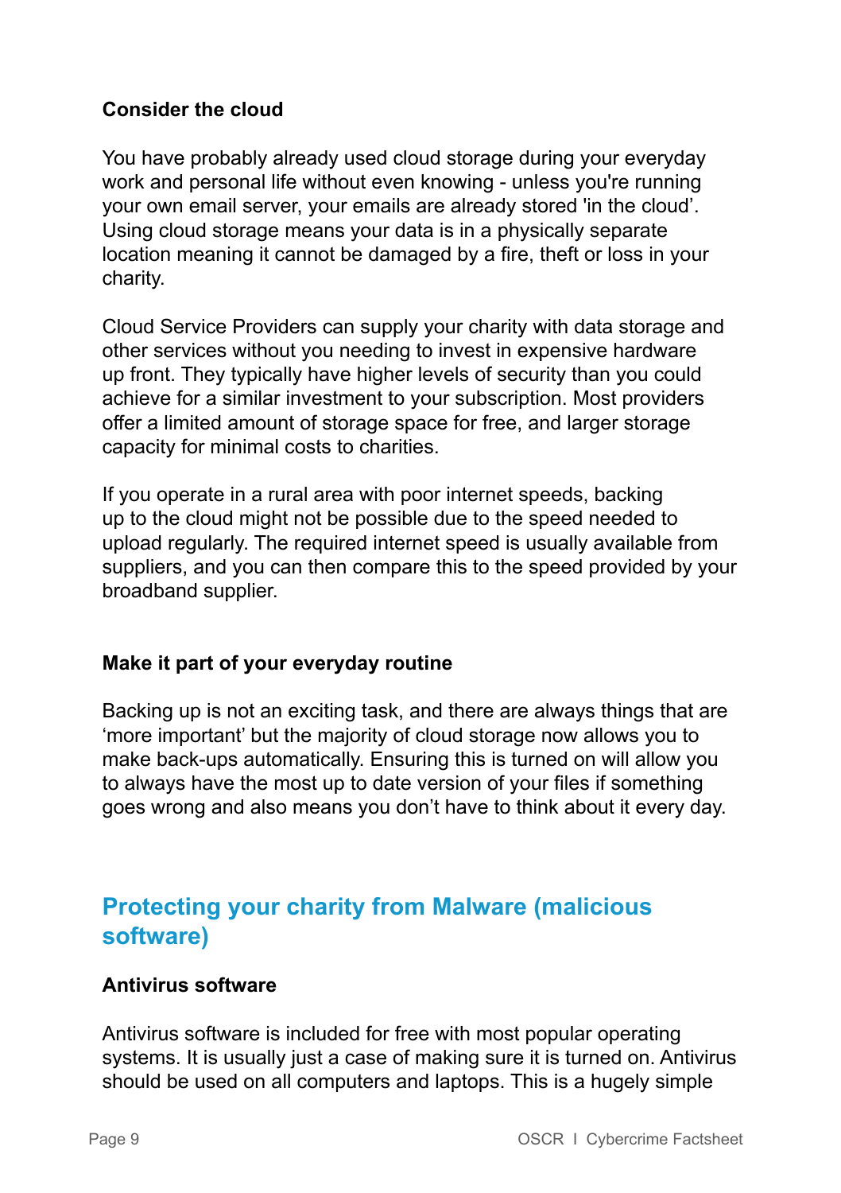### Consider the cloud

You have probably already used cloud storage during your everyday work and personal life without even knowing - unless you're running your own email server, your emails are already stored 'in the cloud'. Using cloud storage means your data is in a physically separate location meaning it cannot be damaged by a fire, theft or loss in your charity.

Cloud Service Providers can supply your charity with data storage and other services without you needing to invest in expensive hardware up front. They typically have higher levels of security than you could achieve for a similar investment to your subscription. Most providers offer a limited amount of storage space for free, and larger storage capacity for minimal costs to charities.

If you operate in a rural area with poor internet speeds, backing up to the cloud might not be possible due to the speed needed to upload regularly. The required internet speed is usually available from suppliers, and you can then compare this to the speed provided by your broadband supplier.

### Make it part of your everyday routine

Backing up is not an exciting task, and there are always things that are 'more important' but the majority of cloud storage now allows you to make back-ups automatically. Ensuring this is turned on will allow you to always have the most up to date version of your files if something goes wrong and also means you don't have to think about it every day.

## Protecting your charity from Malware (malicious software)

### Antivirus software

Antivirus software is included for free with most popular operating systems. It is usually just a case of making sure it is turned on. Antivirus should be used on all computers and laptops. This is a hugely simple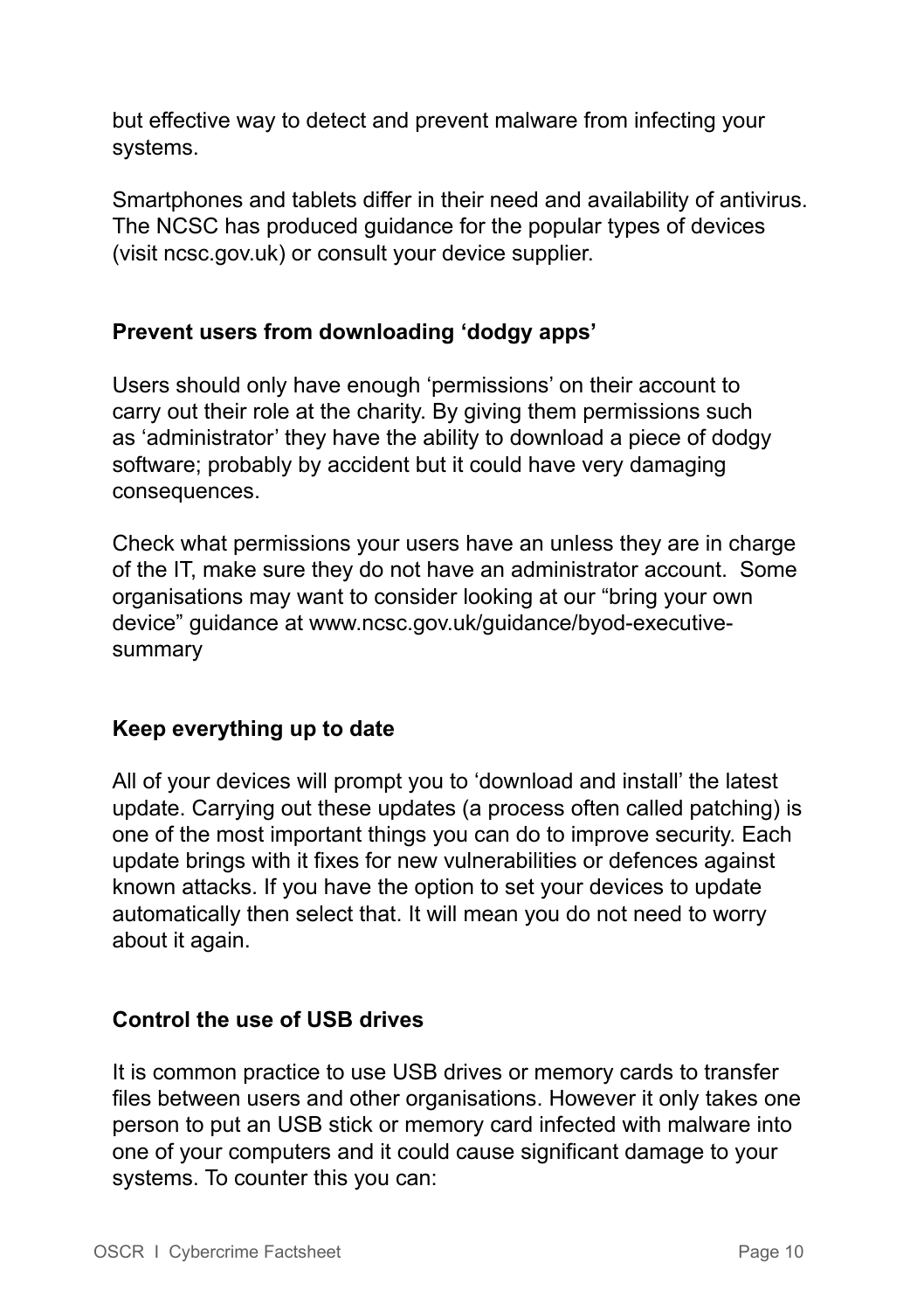but effective way to detect and prevent malware from infecting your systems.

Smartphones and tablets differ in their need and availability of antivirus. The NCSC has produced guidance for the popular types of devices (visit ncsc.gov.uk) or consult your device supplier.

**Prevent users from downloading 'dodgy apps'**

Users should only have enough 'permissions' on their account to carry out their role at the charity. By giving them permissions such as 'administrator' they have the ability to download a piece of dodgy software; probably by accident but it could have very damaging consequences.

Check what permissions your users have an unless they are in charge of the IT, make sure they do not have an administrator account. Some organisations may want to consider looking at our "bring your own device" guidance at www.ncsc.gov.uk/guidance/byod-executive-summary

**Keep everything up to date**

All of your devices will prompt you to 'download and install' the latest update. Carrying out these updates (a process often called patching) is one of the most important things you can do to improve security. Each update brings with it fixes for new vulnerabilities or defences against known attacks. If you have the option to set your devices to update automatically then select that. It will mean you do not need to worry about it again.

**Control the use of USB drives**

It is common practice to use USB drives or memory cards to transfer files between users and other organisations. However it only takes one person to put an USB stick or memory card infected with malware into one of your computers and it could cause significant damage to your systems. To counter this you can: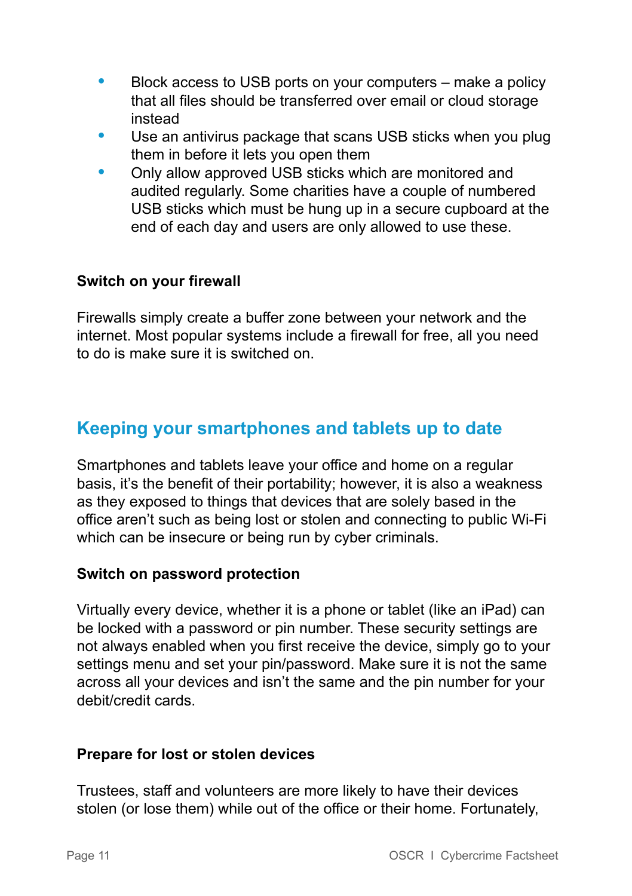- Block access to USB ports on your computers – make a policy that all files should be transferred over email or cloud storage instead
- Use an antivirus package that scans USB sticks when you plug them in before it lets you open them
- Only allow approved USB sticks which are monitored and audited regularly. Some charities have a couple of numbered USB sticks which must be hung up in a secure cupboard at the end of each day and users are only allowed to use these.

**Switch on your firewall**

Firewalls simply create a buffer zone between your network and the internet. Most popular systems include a firewall for free, all you need to do is make sure it is switched on.

## Keeping your smartphones and tablets up to date

Smartphones and tablets leave your office and home on a regular basis, it's the benefit of their portability; however, it is also a weakness as they exposed to things that devices that are solely based in the office aren't such as being lost or stolen and connecting to public Wi-Fi which can be insecure or being run by cyber criminals.

**Switch on password protection**

Virtually every device, whether it is a phone or tablet (like an iPad) can be locked with a password or pin number. These security settings are not always enabled when you first receive the device, simply go to your settings menu and set your pin/password. Make sure it is not the same across all your devices and isn't the same and the pin number for your debit/credit cards.

**Prepare for lost or stolen devices**

Trustees, staff and volunteers are more likely to have their devices stolen (or lose them) while out of the office or their home. Fortunately,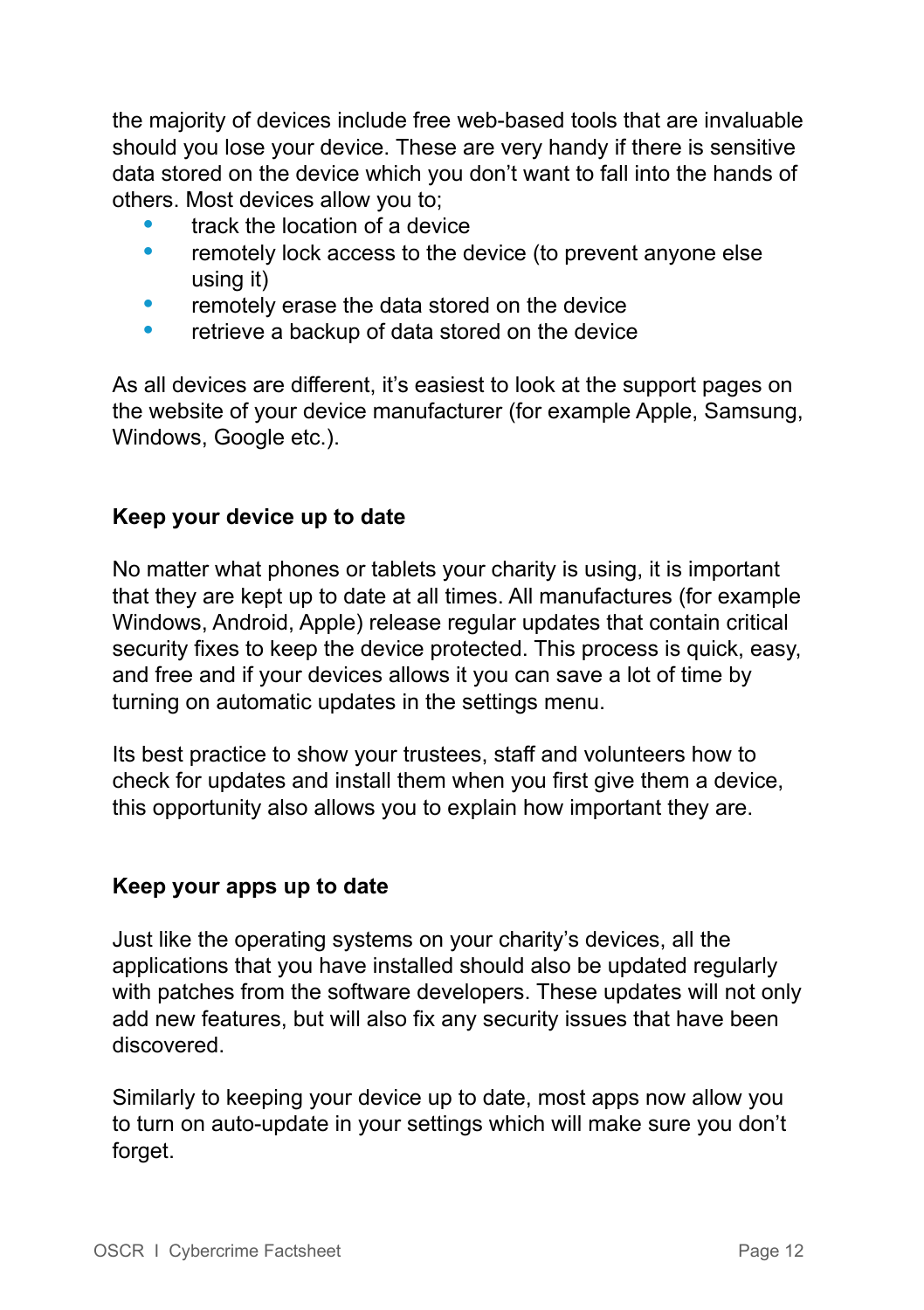the majority of devices include free web-based tools that are invaluable should you lose your device. These are very handy if there is sensitive data stored on the device which you don't want to fall into the hands of others. Most devices allow you to;

- track the location of a device
- remotely lock access to the device (to prevent anyone else using it)
- remotely erase the data stored on the device
- retrieve a backup of data stored on the device

As all devices are different, it's easiest to look at the support pages on the website of your device manufacturer (for example Apple, Samsung, Windows, Google etc.).

**Keep your device up to date**

No matter what phones or tablets your charity is using, it is important that they are kept up to date at all times. All manufactures (for example Windows, Android, Apple) release regular updates that contain critical security fixes to keep the device protected. This process is quick, easy, and free and if your devices allows it you can save a lot of time by turning on automatic updates in the settings menu.

Its best practice to show your trustees, staff and volunteers how to check for updates and install them when you first give them a device, this opportunity also allows you to explain how important they are.

**Keep your apps up to date**

Just like the operating systems on your charity's devices, all the applications that you have installed should also be updated regularly with patches from the software developers. These updates will not only add new features, but will also fix any security issues that have been discovered.

Similarly to keeping your device up to date, most apps now allow you to turn on auto-update in your settings which will make sure you don't forget.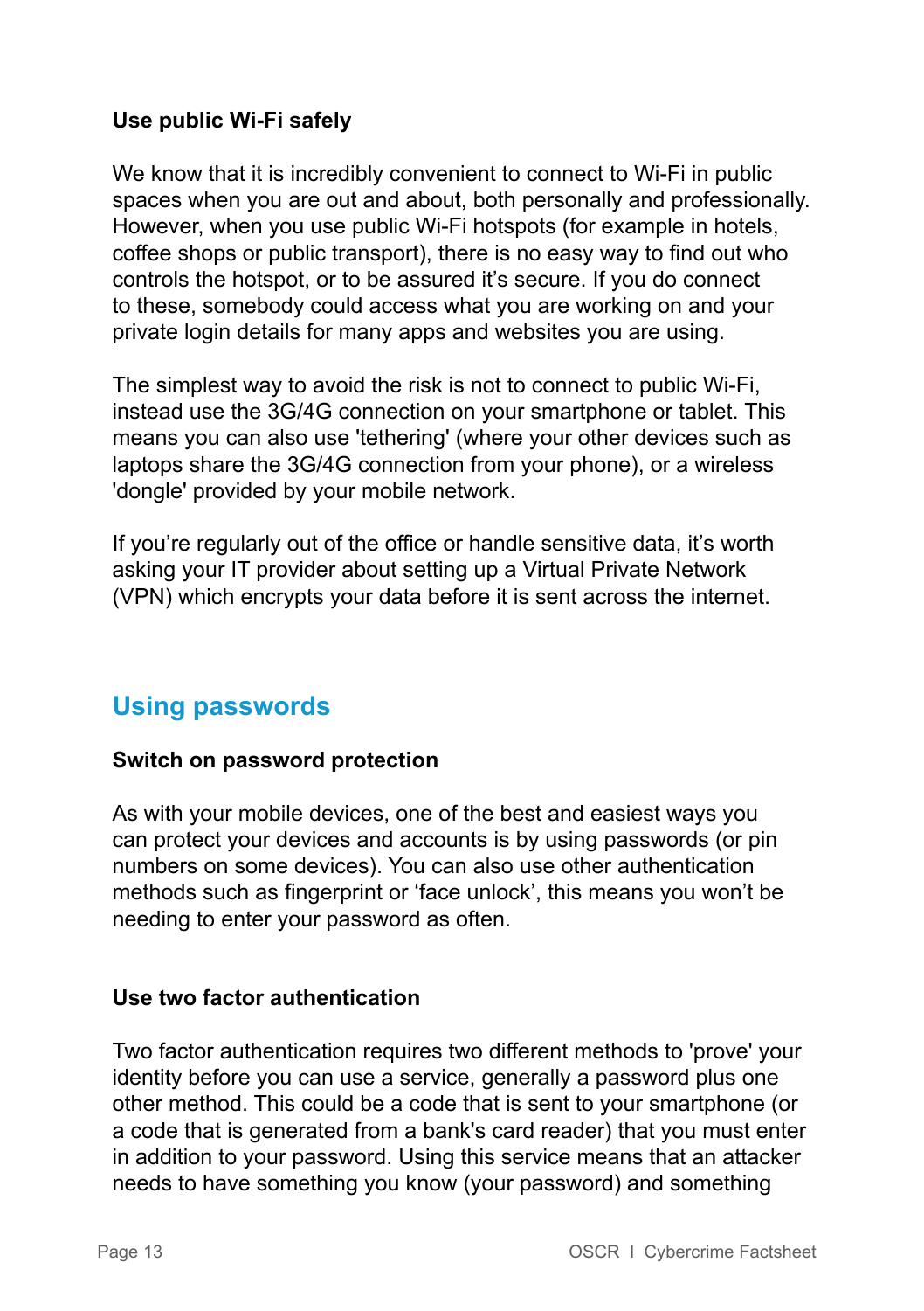**Use public Wi-Fi safely**

We know that it is incredibly convenient to connect to Wi-Fi in public spaces when you are out and about, both personally and professionally. However, when you use public Wi-Fi hotspots (for example in hotels, coffee shops or public transport), there is no easy way to find out who controls the hotspot, or to be assured it's secure. If you do connect to these, somebody could access what you are working on and your private login details for many apps and websites you are using.

The simplest way to avoid the risk is not to connect to public Wi-Fi, instead use the 3G/4G connection on your smartphone or tablet. This means you can also use 'tethering' (where your other devices such as laptops share the 3G/4G connection from your phone), or a wireless 'dongle' provided by your mobile network.

If you're regularly out of the office or handle sensitive data, it's worth asking your IT provider about setting up a Virtual Private Network (VPN) which encrypts your data before it is sent across the internet.

## Using passwords

**Switch on password protection**

As with your mobile devices, one of the best and easiest ways you can protect your devices and accounts is by using passwords (or pin numbers on some devices). You can also use other authentication methods such as fingerprint or 'face unlock', this means you won't be needing to enter your password as often.

**Use two factor authentication**

Two factor authentication requires two different methods to 'prove' your identity before you can use a service, generally a password plus one other method. This could be a code that is sent to your smartphone (or a code that is generated from a bank's card reader) that you must enter in addition to your password. Using this service means that an attacker needs to have something you know (your password) and something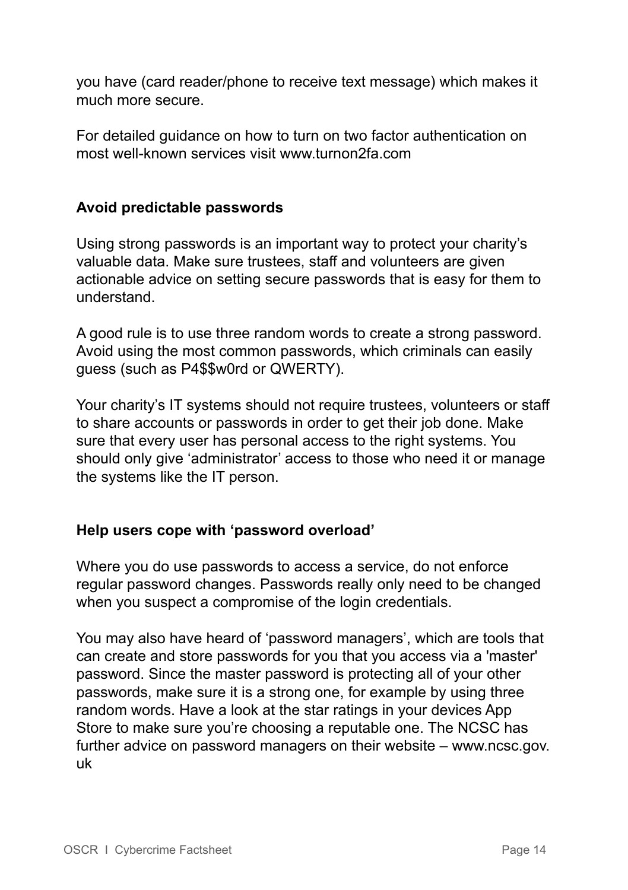you have (card reader/phone to receive text message) which makes it much more secure.

For detailed guidance on how to turn on two factor authentication on most well-known services visit www.turnon2fa.com

**Avoid predictable passwords**

Using strong passwords is an important way to protect your charity's valuable data. Make sure trustees, staff and volunteers are given actionable advice on setting secure passwords that is easy for them to understand.

A good rule is to use three random words to create a strong password. Avoid using the most common passwords, which criminals can easily guess (such as P4$$w0rd or QWERTY).

Your charity's IT systems should not require trustees, volunteers or staff to share accounts or passwords in order to get their job done. Make sure that every user has personal access to the right systems. You should only give 'administrator' access to those who need it or manage the systems like the IT person.

**Help users cope with 'password overload'**

Where you do use passwords to access a service, do not enforce regular password changes. Passwords really only need to be changed when you suspect a compromise of the login credentials.

You may also have heard of 'password managers', which are tools that can create and store passwords for you that you access via a 'master' password. Since the master password is protecting all of your other passwords, make sure it is a strong one, for example by using three random words. Have a look at the star ratings in your devices App Store to make sure you're choosing a reputable one. The NCSC has further advice on password managers on their website – www.ncsc.gov.uk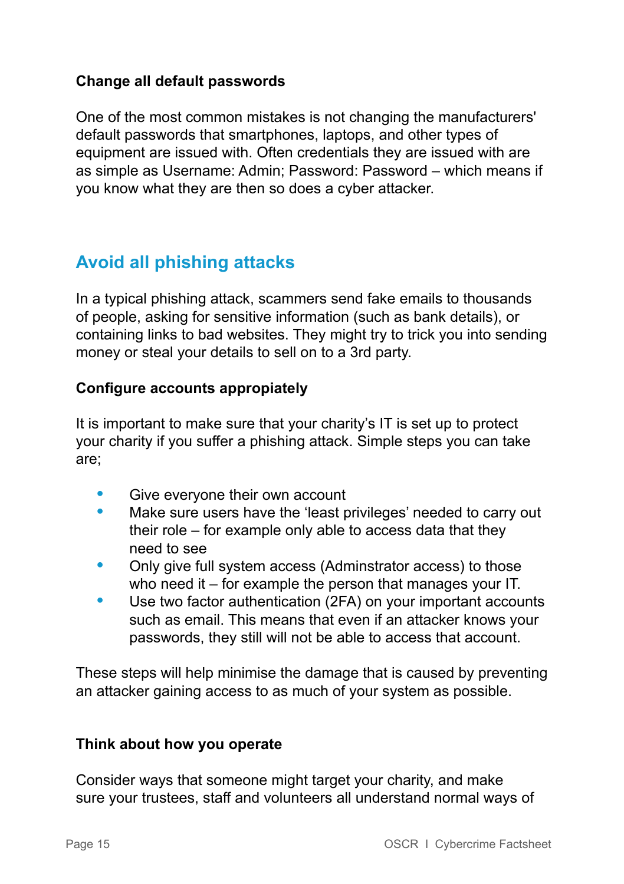### Change all default passwords

One of the most common mistakes is not changing the manufacturers' default passwords that smartphones, laptops, and other types of equipment are issued with. Often credentials they are issued with are as simple as Username: Admin; Password: Password – which means if you know what they are then so does a cyber attacker.

## Avoid all phishing attacks

In a typical phishing attack, scammers send fake emails to thousands of people, asking for sensitive information (such as bank details), or containing links to bad websites. They might try to trick you into sending money or steal your details to sell on to a 3rd party.

### Configure accounts appropiately

It is important to make sure that your charity's IT is set up to protect your charity if you suffer a phishing attack. Simple steps you can take are;

- Give everyone their own account
- Make sure users have the 'least privileges' needed to carry out their role – for example only able to access data that they need to see
- Only give full system access (Adminstrator access) to those who need it – for example the person that manages your IT.
- Use two factor authentication (2FA) on your important accounts such as email. This means that even if an attacker knows your passwords, they still will not be able to access that account.

These steps will help minimise the damage that is caused by preventing an attacker gaining access to as much of your system as possible.

### Think about how you operate

Consider ways that someone might target your charity, and make sure your trustees, staff and volunteers all understand normal ways of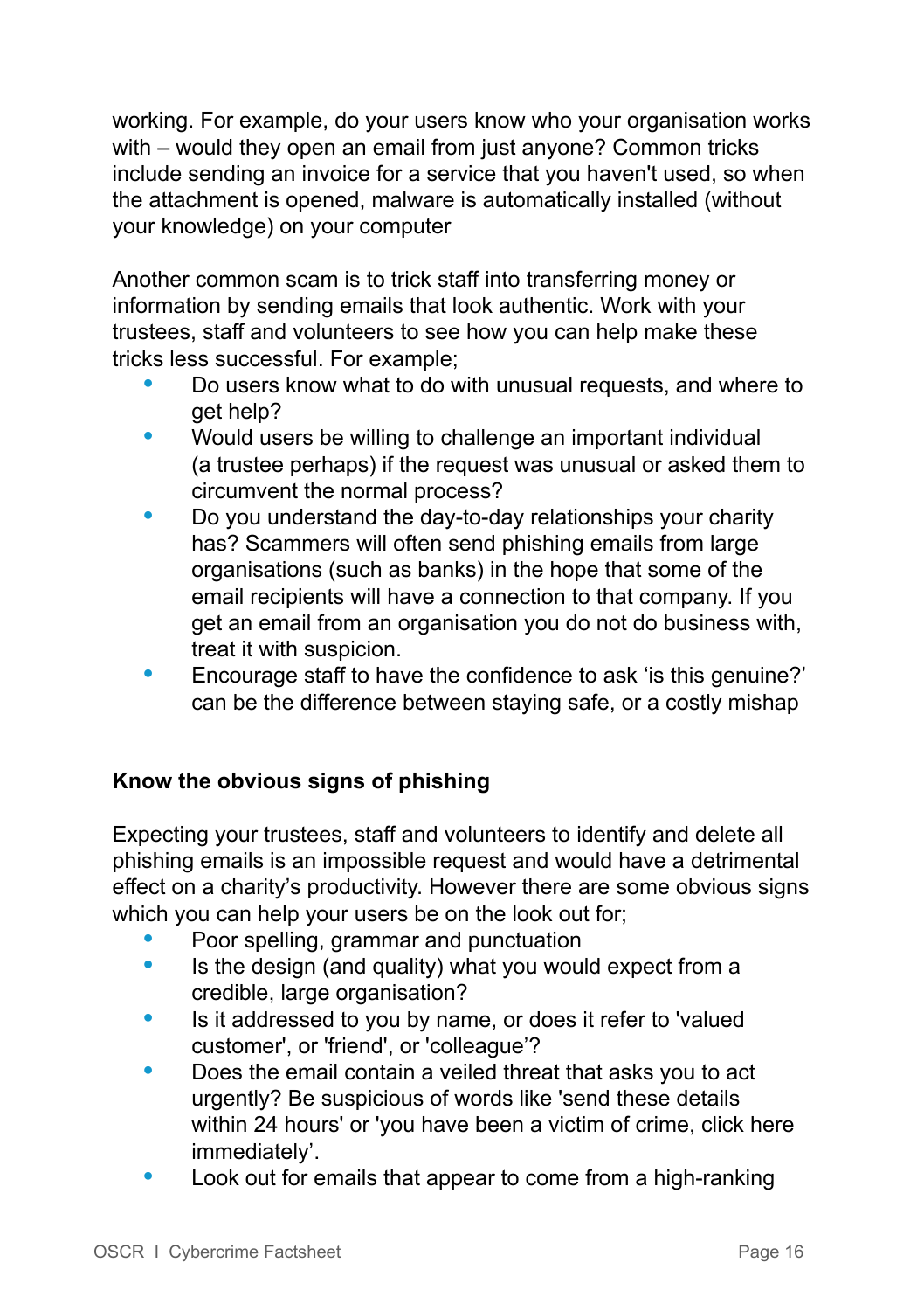working. For example, do your users know who your organisation works with – would they open an email from just anyone? Common tricks include sending an invoice for a service that you haven't used, so when the attachment is opened, malware is automatically installed (without your knowledge) on your computer

Another common scam is to trick staff into transferring money or information by sending emails that look authentic. Work with your trustees, staff and volunteers to see how you can help make these tricks less successful. For example;

- Do users know what to do with unusual requests, and where to get help?
- Would users be willing to challenge an important individual (a trustee perhaps) if the request was unusual or asked them to circumvent the normal process?
- Do you understand the day-to-day relationships your charity has? Scammers will often send phishing emails from large organisations (such as banks) in the hope that some of the email recipients will have a connection to that company. If you get an email from an organisation you do not do business with, treat it with suspicion.
- Encourage staff to have the confidence to ask 'is this genuine?' can be the difference between staying safe, or a costly mishap

**Know the obvious signs of phishing**

Expecting your trustees, staff and volunteers to identify and delete all phishing emails is an impossible request and would have a detrimental effect on a charity's productivity. However there are some obvious signs which you can help your users be on the look out for;

- Poor spelling, grammar and punctuation
- Is the design (and quality) what you would expect from a credible, large organisation?
- Is it addressed to you by name, or does it refer to 'valued customer', or 'friend', or 'colleague'?
- Does the email contain a veiled threat that asks you to act urgently? Be suspicious of words like 'send these details within 24 hours' or 'you have been a victim of crime, click here immediately'.
- Look out for emails that appear to come from a high-ranking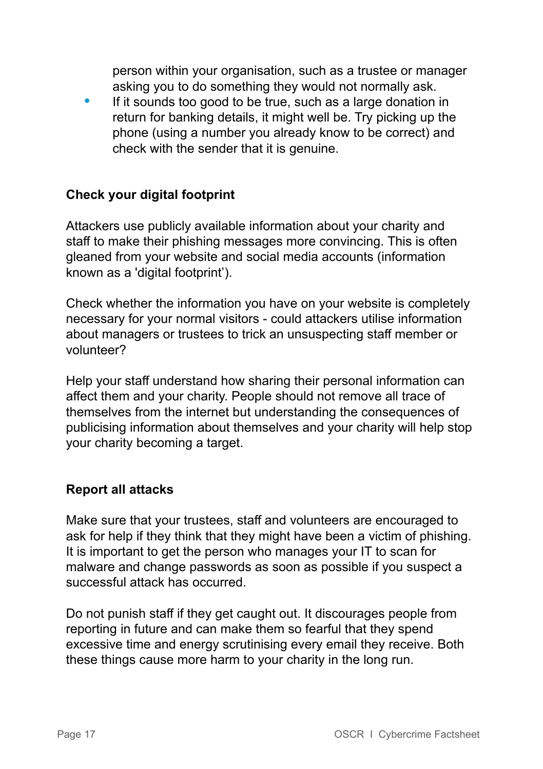person within your organisation, such as a trustee or manager asking you to do something they would not normally ask.

- If it sounds too good to be true, such as a large donation in return for banking details, it might well be. Try picking up the phone (using a number you already know to be correct) and check with the sender that it is genuine.

**Check your digital footprint**

Attackers use publicly available information about your charity and staff to make their phishing messages more convincing. This is often gleaned from your website and social media accounts (information known as a 'digital footprint').

Check whether the information you have on your website is completely necessary for your normal visitors - could attackers utilise information about managers or trustees to trick an unsuspecting staff member or volunteer?

Help your staff understand how sharing their personal information can affect them and your charity. People should not remove all trace of themselves from the internet but understanding the consequences of publicising information about themselves and your charity will help stop your charity becoming a target.

**Report all attacks**

Make sure that your trustees, staff and volunteers are encouraged to ask for help if they think that they might have been a victim of phishing. It is important to get the person who manages your IT to scan for malware and change passwords as soon as possible if you suspect a successful attack has occurred.

Do not punish staff if they get caught out. It discourages people from reporting in future and can make them so fearful that they spend excessive time and energy scrutinising every email they receive. Both these things cause more harm to your charity in the long run.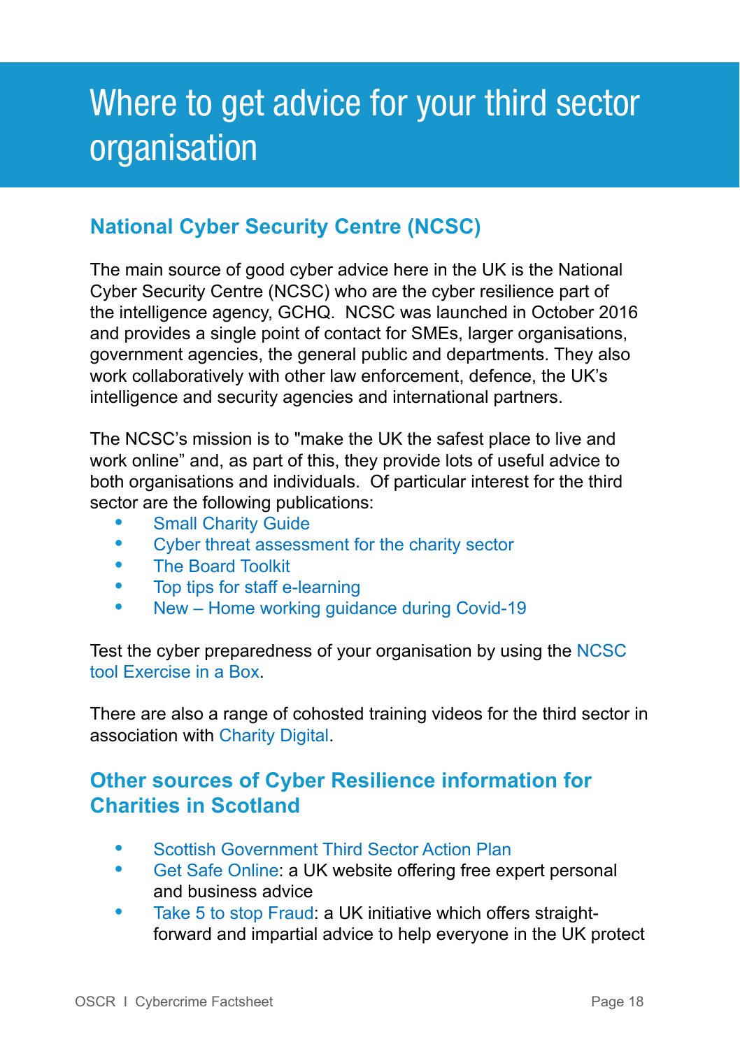# Where to get advice for your third sector organisation

## National Cyber Security Centre (NCSC)

The main source of good cyber advice here in the UK is the National Cyber Security Centre (NCSC) who are the cyber resilience part of the intelligence agency, GCHQ. NCSC was launched in October 2016 and provides a single point of contact for SMEs, larger organisations, government agencies, the general public and departments. They also work collaboratively with other law enforcement, defence, the UK's intelligence and security agencies and international partners.

The NCSC's mission is to "make the UK the safest place to live and work online" and, as part of this, they provide lots of useful advice to both organisations and individuals. Of particular interest for the third sector are the following publications:

- Small Charity Guide
- Cyber threat assessment for the charity sector
- The Board Toolkit
- Top tips for staff e-learning
- New – Home working guidance during Covid-19

Test the cyber preparedness of your organisation by using the NCSC tool Exercise in a Box.

There are also a range of cohosted training videos for the third sector in association with Charity Digital.

## Other sources of Cyber Resilience information for Charities in Scotland

- Scottish Government Third Sector Action Plan
- Get Safe Online: a UK website offering free expert personal and business advice
- Take 5 to stop Fraud: a UK initiative which offers straight-forward and impartial advice to help everyone in the UK protect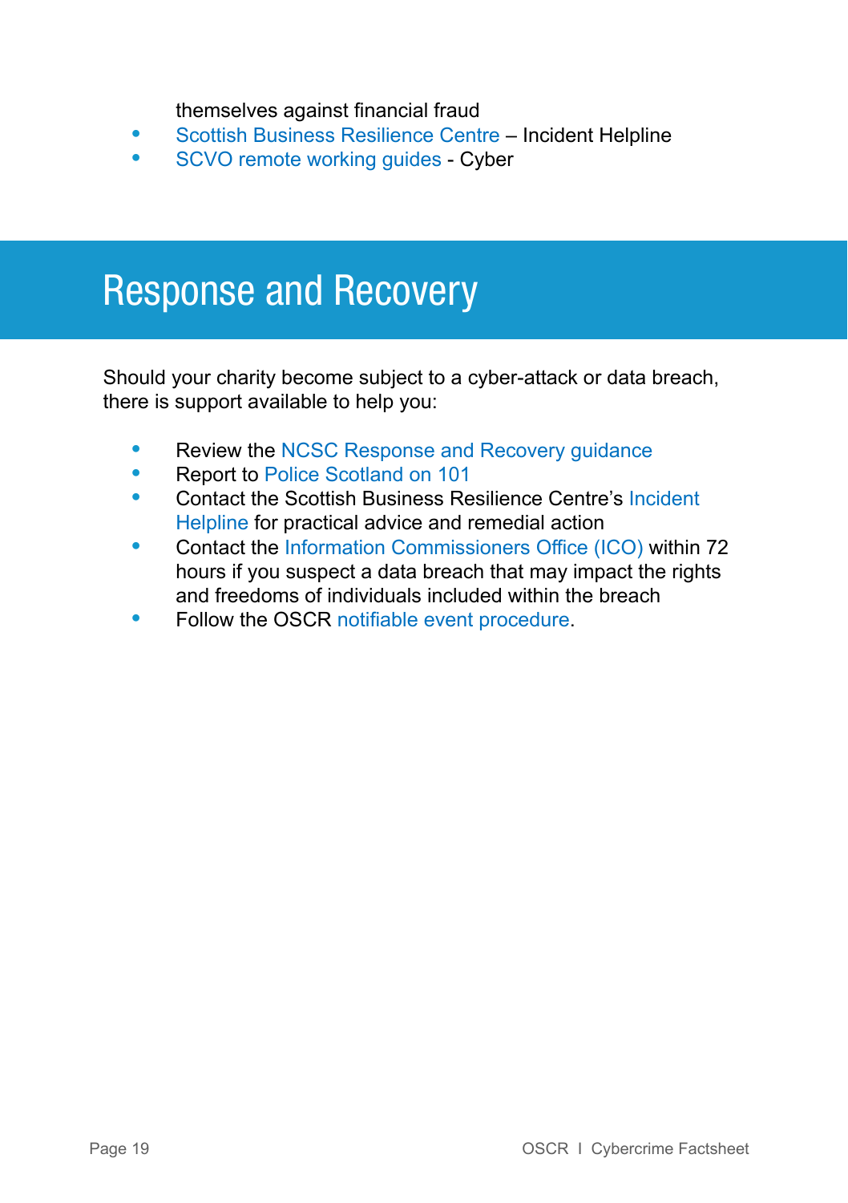themselves against financial fraud

- Scottish Business Resilience Centre – Incident Helpline
- SCVO remote working guides - Cyber

# Response and Recovery

Should your charity become subject to a cyber-attack or data breach, there is support available to help you:

- Review the NCSC Response and Recovery guidance
- Report to Police Scotland on 101
- Contact the Scottish Business Resilience Centre's Incident Helpline for practical advice and remedial action
- Contact the Information Commissioners Office (ICO) within 72 hours if you suspect a data breach that may impact the rights and freedoms of individuals included within the breach
- Follow the OSCR notifiable event procedure.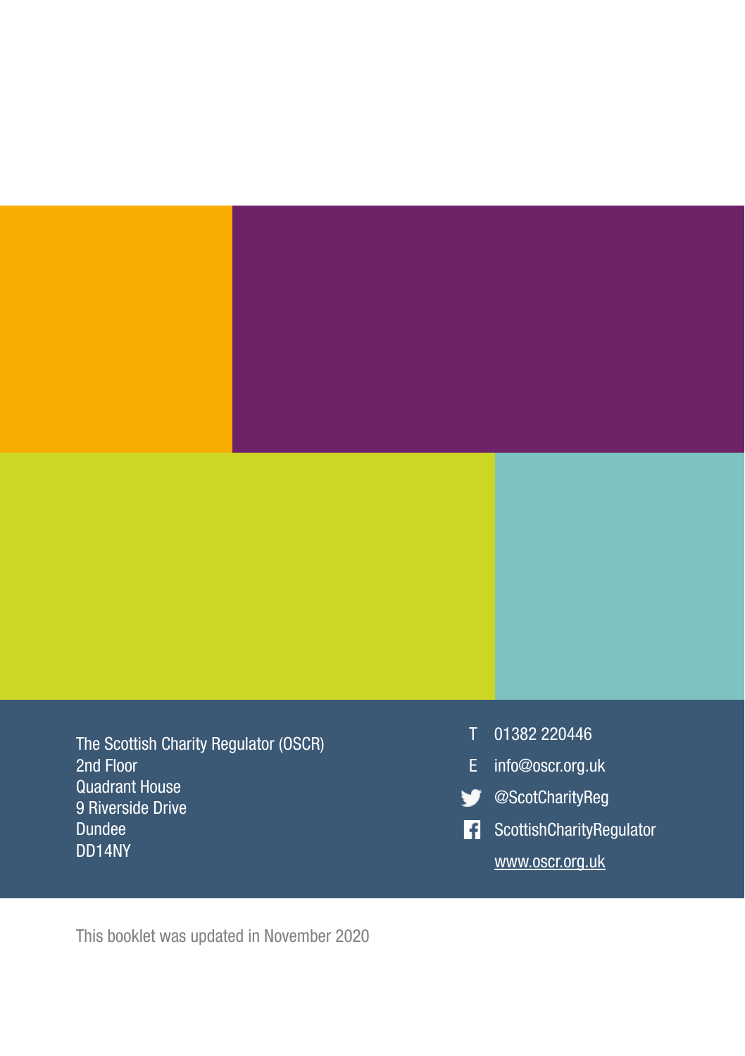The Scottish Charity Regulator (OSCR)
2nd Floor
Quadrant House
9 Riverside Drive
Dundee
DD14NY

T 01382 220446

E info@oscr.org.uk

@ScotCharityReg

ScottishCharityRegulator

www.oscr.org.uk

This booklet was updated in November 2020